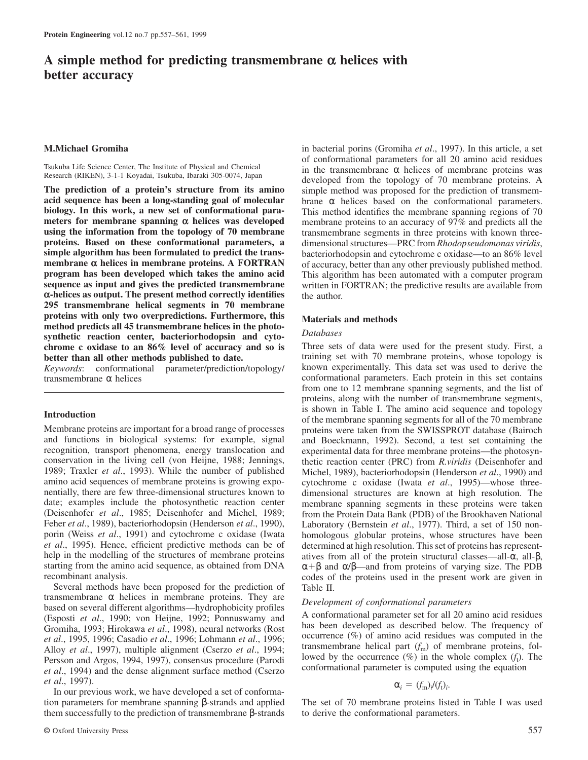# A simple method for predicting transmembrane α helices with better accuracy

**M.Michael Gromiha**

Tsukuba Life Science Center, The Institute of Physical and Chemical Research (RIKEN), 3-1-1 Koyadai, Tsukuba, Ibaraki 305-0074, Japan

**The prediction of a protein's structure from its amino acid sequence has been a long-standing goal of molecular biology. In this work, a new set of conformational parameters for membrane spanning α helices was developed using the information from the topology of 70 membrane proteins. Based on these conformational parameters, a simple algorithm has been formulated to predict the transmembrane α helices in membrane proteins. A FORTRAN program has been developed which takes the amino acid sequence as input and gives the predicted transmembrane α-helices as output. The present method correctly identifies 295 transmembrane helical segments in 70 membrane proteins with only two overpredictions. Furthermore, this method predicts all 45 transmembrane helices in the photosynthetic reaction center, bacteriorhodopsin and cytochrome c oxidase to an 86% level of accuracy and so is better than all other methods published to date.**

*Keywords*: conformational parameter/prediction/topology/transmembrane α helices

## Introduction

Membrane proteins are important for a broad range of processes and functions in biological systems: for example, signal recognition, transport phenomena, energy translocation and conservation in the living cell (von Heijne, 1988; Jennings, 1989; Traxler *et al*., 1993). While the number of published amino acid sequences of membrane proteins is growing exponentially, there are few three-dimensional structures known to date; examples include the photosynthetic reaction center (Deisenhofer *et al*., 1985; Deisenhofer and Michel, 1989; Feher *et al*., 1989), bacteriorhodopsin (Henderson *et al*., 1990), porin (Weiss *et al*., 1991) and cytochrome c oxidase (Iwata *et al*., 1995). Hence, efficient predictive methods can be of help in the modelling of the structures of membrane proteins starting from the amino acid sequence, as obtained from DNA recombinant analysis.

Several methods have been proposed for the prediction of transmembrane α helices in membrane proteins. They are based on several different algorithms—hydrophobicity profiles (Esposti *et al*., 1990; von Heijne, 1992; Ponnuswamy and Gromiha, 1993; Hirokawa *et al*., 1998), neural networks (Rost *et al*., 1995, 1996; Casadio *et al*., 1996; Lohmann *et al*., 1996; Alloy *et al*., 1997), multiple alignment (Cserzo *et al*., 1994; Persson and Argos, 1994, 1997), consensus procedure (Parodi *et al*., 1994) and the dense alignment surface method (Cserzo *et al*., 1997).

In our previous work, we have developed a set of conformation parameters for membrane spanning β-strands and applied them successfully to the prediction of transmembrane β-strands in bacterial porins (Gromiha *et al*., 1997). In this article, a set of conformational parameters for all 20 amino acid residues in the transmembrane α helices of membrane proteins was developed from the topology of 70 membrane proteins. A simple method was proposed for the prediction of transmembrane α helices based on the conformational parameters. This method identifies the membrane spanning regions of 70 membrane proteins to an accuracy of 97% and predicts all the transmembrane segments in three proteins with known three-dimensional structures—PRC from *Rhodopseudomonas viridis*, bacteriorhodopsin and cytochrome c oxidase—to an 86% level of accuracy, better than any other previously published method. This algorithm has been automated with a computer program written in FORTRAN; the predictive results are available from the author.

## Materials and methods

### *Databases*

Three sets of data were used for the present study. First, a training set with 70 membrane proteins, whose topology is known experimentally. This data set was used to derive the conformational parameters. Each protein in this set contains from one to 12 membrane spanning segments, and the list of proteins, along with the number of transmembrane segments, is shown in Table I. The amino acid sequence and topology of the membrane spanning segments for all of the 70 membrane proteins were taken from the SWISSPROT database (Bairoch and Boeckmann, 1992). Second, a test set containing the experimental data for three membrane proteins—the photosynthetic reaction center (PRC) from *R.viridis* (Deisenhofer and Michel, 1989), bacteriorhodopsin (Henderson *et al*., 1990) and cytochrome c oxidase (Iwata *et al*., 1995)—whose three-dimensional structures are known at high resolution. The membrane spanning segments in these proteins were taken from the Protein Data Bank (PDB) of the Brookhaven National Laboratory (Bernstein *et al*., 1977). Third, a set of 150 non-homologous globular proteins, whose structures have been determined at high resolution. This set of proteins has representatives from all of the protein structural classes—all-α, all-β, α+β and α/β—and from proteins of varying size. The PDB codes of the proteins used in the present work are given in Table II.

### *Development of conformational parameters*

A conformational parameter set for all 20 amino acid residues has been developed as described below. The frequency of occurrence (%) of amino acid residues was computed in the transmembrane helical part ($f_m$) of membrane proteins, followed by the occurrence (%) in the whole complex ($f_t$). The conformational parameter is computed using the equation

$$\alpha_i = (f_m)_i/(f_t)_i.$$

The set of 70 membrane proteins listed in Table I was used to derive the conformational parameters.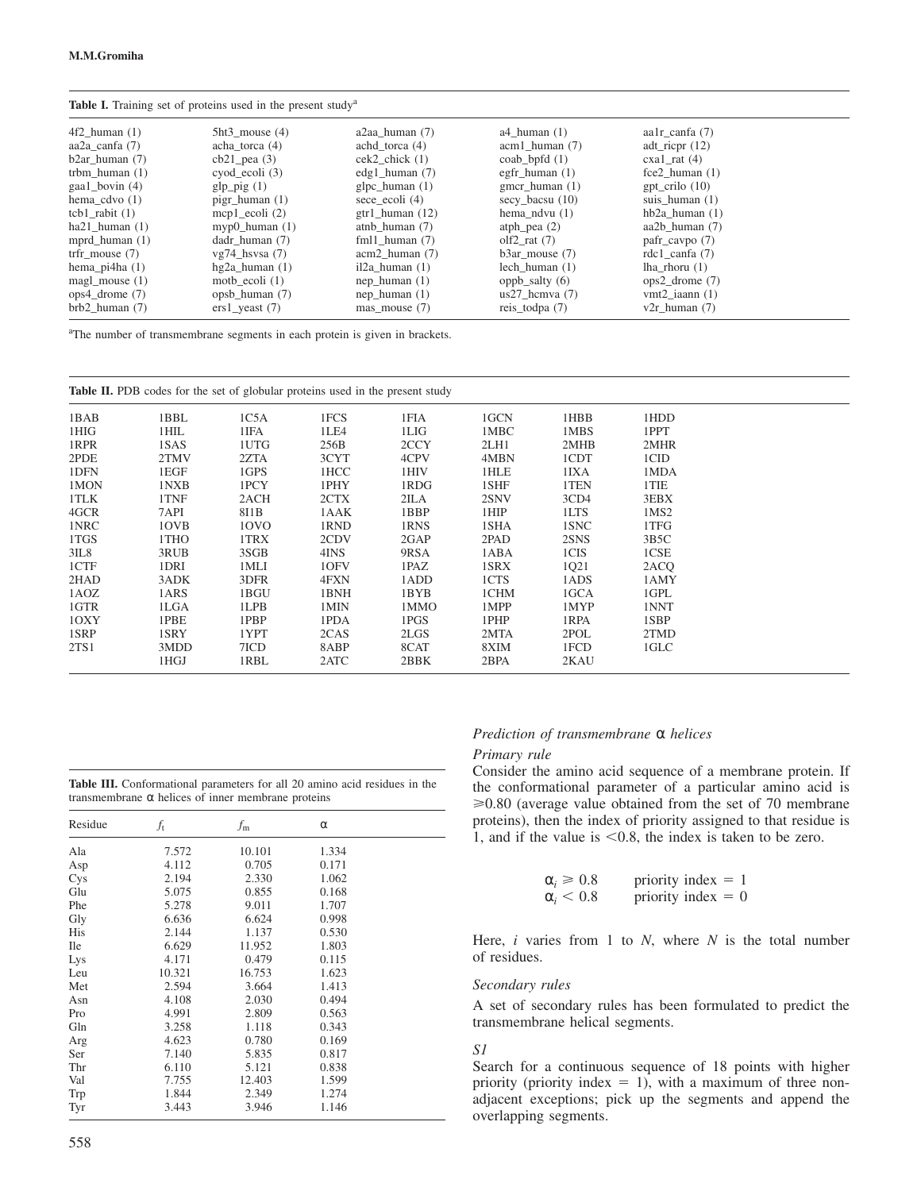**Table I.** Training set of proteins used in the present study[a]

| | | | | |
|---|---|---|---|---|
| 4f2_human (1) | 5ht3_mouse (4) | a2aa_human (7) | a4_human (1) | aa1r_canfa (7) |
| aa2a_canfa (7) | acha_torca (4) | achd_torca (4) | acm1_human (7) | adt_ricpr (12) |
| b2ar_human (7) | cb21_pea (3) | cek2_chick (1) | coab_bpfd (1) | cxa1_rat (4) |
| trbm_human (1) | cyod_ecoli (3) | edg1_human (7) | egfr_human (1) | fce2_human (1) |
| gaa1_bovin (4) | glp_pig (1) | glpc_human (1) | gmcr_human (1) | gpt_crilo (10) |
| hema_cdvo (1) | pigr_human (1) | sece_ecoli (4) | secy_bacsu (10) | suis_human (1) |
| tcb1_rabit (1) | mcp1_ecoli (2) | gtr1_human (12) | hema_ndvu (1) | hb2a_human (1) |
| ha21_human (1) | myp0_human (1) | atnb_human (7) | atph_pea (2) | aa2b_human (7) |
| mprd_human (1) | dadr_human (7) | fml1_human (7) | olf2_rat (7) | pafr_cavpo (7) |
| trfr_mouse (7) | vg74_hsvsa (7) | acm2_human (7) | b3ar_mouse (7) | rdc1_canfa (7) |
| hema_pi4ha (1) | hg2a_human (1) | il2a_human (1) | lech_human (1) | lha_rhoru (1) |
| magl_mouse (1) | motb_ecoli (1) | nep_human (1) | oppb_salty (6) | ops2_drome (7) |
| ops4_drome (7) | opsb_human (7) | nep_human (1) | us27_hcmva (7) | vmt2_iaann (1) |
| brb2_human (7) | ers1_yeast (7) | mas_mouse (7) | reis_todpa (7) | v2r_human (7) |

[a]The number of transmembrane segments in each protein is given in brackets.

**Table II.** PDB codes for the set of globular proteins used in the present study

| | | | | | | | |
|---|---|---|---|---|---|---|---|
| 1BAB | 1BBL | 1C5A | 1FCS | 1FIA | 1GCN | 1HBB | 1HDD |
| 1HIG | 1HIL | 1IFA | 1LE4 | 1LIG | 1MBC | 1MBS | 1PPT |
| 1RPR | 1SAS | 1UTG | 256B | 2CCY | 2LH1 | 2MHB | 2MHR |
| 2PDE | 2TMV | 2ZTA | 3CYT | 4CPV | 4MBN | 1CDT | 1CID |
| 1DFN | 1EGF | 1GPS | 1HCC | 1HIV | 1HLE | 1IXA | 1MDA |
| 1MON | 1NXB | 1PCY | 1PHY | 1RDG | 1SHF | 1TEN | 1TIE |
| 1TLK | 1TNF | 2ACH | 2CTX | 2ILA | 2SNV | 3CD4 | 3EBX |
| 4GCR | 7API | 8I1B | 1AAK | 1BBP | 1HIP | 1LTS | 1MS2 |
| 1NRC | 1OVB | 1OVO | 1RND | 1RNS | 1SHA | 1SNC | 1TFG |
| 1TGS | 1THO | 1TRX | 2CDV | 2GAP | 2PAD | 2SNS | 3B5C |
| 3IL8 | 3RUB | 3SGB | 4INS | 9RSA | 1ABA | 1CIS | 1CSE |
| 1CTF | 1DRI | 1MLI | 1OFV | 1PAZ | 1SRX | 1Q21 | 2ACQ |
| 2HAD | 3ADK | 3DFR | 4FXN | 1ADD | 1CTS | 1ADS | 1AMY |
| 1AOZ | 1ARS | 1BGU | 1BNH | 1BYB | 1CHM | 1GCA | 1GPL |
| 1GTR | 1LGA | 1LPB | 1MIN | 1MMO | 1MPP | 1MYP | 1NNT |
| 1OXY | 1PBE | 1PBP | 1PDA | 1PGS | 1PHP | 1RPA | 1SBP |
| 1SRP | 1SRY | 1YPT | 2CAS | 2LGS | 2MTA | 2POL | 2TMD |
| 2TS1 | 3MDD | 7ICD | 8ABP | 8CAT | 8XIM | 1FCD | 1GLC |
| | 1HGJ | 1RBL | 2ATC | 2BBK | 2BPA | 2KAU | |

**Table III.** Conformational parameters for all 20 amino acid residues in the transmembrane α helices of inner membrane proteins

| Residue | $f_t$ | $f_m$ | α |
|---|---|---|---|
| Ala | 7.572 | 10.101 | 1.334 |
| Asp | 4.112 | 0.705 | 0.171 |
| Cys | 2.194 | 2.330 | 1.062 |
| Glu | 5.075 | 0.855 | 0.168 |
| Phe | 5.278 | 9.011 | 1.707 |
| Gly | 6.636 | 6.624 | 0.998 |
| His | 2.144 | 1.137 | 0.530 |
| Ile | 6.629 | 11.952 | 1.803 |
| Lys | 4.171 | 0.479 | 0.115 |
| Leu | 10.321 | 16.753 | 1.623 |
| Met | 2.594 | 3.664 | 1.413 |
| Asn | 4.108 | 2.030 | 0.494 |
| Pro | 4.991 | 2.809 | 0.563 |
| Gln | 3.258 | 1.118 | 0.343 |
| Arg | 4.623 | 0.780 | 0.169 |
| Ser | 7.140 | 5.835 | 0.817 |
| Thr | 6.110 | 5.121 | 0.838 |
| Val | 7.755 | 12.403 | 1.599 |
| Trp | 1.844 | 2.349 | 1.274 |
| Tyr | 3.443 | 3.946 | 1.146 |

## *Prediction of transmembrane α helices*

### *Primary rule*

Consider the amino acid sequence of a membrane protein. If the conformational parameter of a particular amino acid is ≥0.80 (average value obtained from the set of 70 membrane proteins), then the index of priority assigned to that residue is 1, and if the value is <0.8, the index is taken to be zero.

$$\alpha_i \geq 0.8 \qquad \text{priority index} = 1$$
$$\alpha_i < 0.8 \qquad \text{priority index} = 0$$

Here, $i$ varies from 1 to $N$, where $N$ is the total number of residues.

### *Secondary rules*

A set of secondary rules has been formulated to predict the transmembrane helical segments.

### *S1*

Search for a continuous sequence of 18 points with higher priority (priority index = 1), with a maximum of three non-adjacent exceptions; pick up the segments and append the overlapping segments.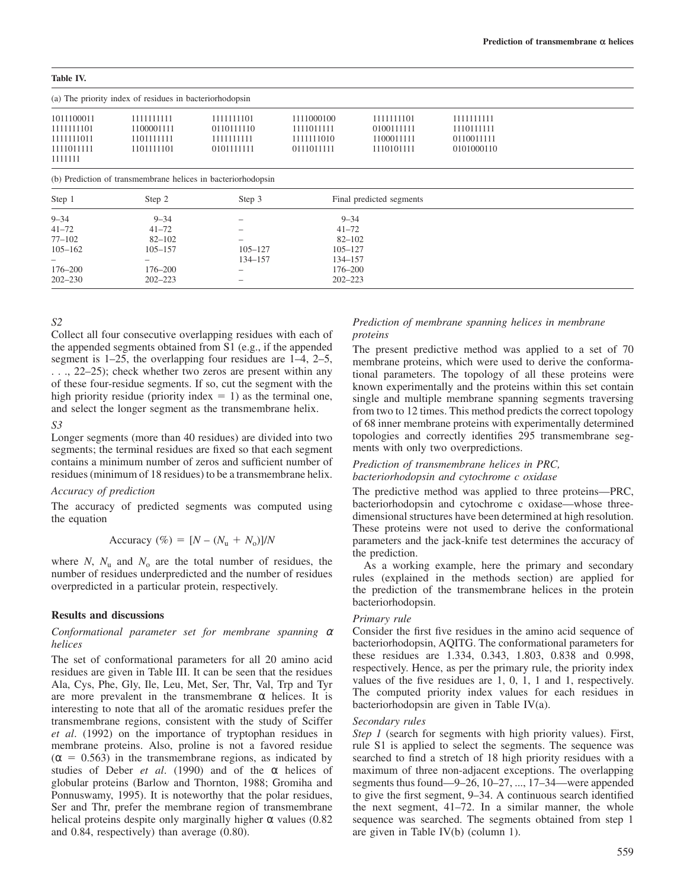**Table IV.**

(a) The priority index of residues in bacteriorhodopsin

| | | | | | |
|---|---|---|---|---|---|
| 1011100011 | 1111111111 | 1111111101 | 1111000100 | 1111111101 | 1111111111 |
| 1111111101 | 1100001111 | 0110111110 | 1111011111 | 0100111111 | 1110111111 |
| 1111111011 | 1101111111 | 1111111111 | 1111111010 | 1100011111 | 0110011111 |
| 1111011111 | 1101111101 | 0101111111 | 0111011111 | 1110101111 | 0101000110 |
| 1111111 | | | | | |

(b) Prediction of transmembrane helices in bacteriorhodopsin

| Step 1 | Step 2 | Step 3 | Final predicted segments |
|---|---|---|---|
| 9–34 | 9–34 | – | 9–34 |
| 41–72 | 41–72 | – | 41–72 |
| 77–102 | 82–102 | – | 82–102 |
| 105–162 | 105–157 | 105–127 | 105–127 |
| – | – | 134–157 | 134–157 |
| 176–200 | 176–200 | – | 176–200 |
| 202–230 | 202–223 | – | 202–223 |

*S2*

Collect all four consecutive overlapping residues with each of the appended segments obtained from S1 (e.g., if the appended segment is 1–25, the overlapping four residues are 1–4, 2–5, . . ., 22–25); check whether two zeros are present within any of these four-residue segments. If so, cut the segment with the high priority residue (priority index = 1) as the terminal one, and select the longer segment as the transmembrane helix.

*S3*

Longer segments (more than 40 residues) are divided into two segments; the terminal residues are fixed so that each segment contains a minimum number of zeros and sufficient number of residues (minimum of 18 residues) to be a transmembrane helix.

*Accuracy of prediction*

The accuracy of predicted segments was computed using the equation

$$\text{Accuracy } (\%) = [N - (N_u + N_o)]/N$$

where $N$, $N_u$ and $N_o$ are the total number of residues, the number of residues underpredicted and the number of residues overpredicted in a particular protein, respectively.

## Results and discussions

*Conformational parameter set for membrane spanning α helices*

The set of conformational parameters for all 20 amino acid residues are given in Table III. It can be seen that the residues Ala, Cys, Phe, Gly, Ile, Leu, Met, Ser, Thr, Val, Trp and Tyr are more prevalent in the transmembrane α helices. It is interesting to note that all of the aromatic residues prefer the transmembrane regions, consistent with the study of Sciffer *et al*. (1992) on the importance of tryptophan residues in membrane proteins. Also, proline is not a favored residue (α = 0.563) in the transmembrane regions, as indicated by studies of Deber *et al*. (1990) and of the α helices of globular proteins (Barlow and Thornton, 1988; Gromiha and Ponnuswamy, 1995). It is noteworthy that the polar residues, Ser and Thr, prefer the membrane region of transmembrane helical proteins despite only marginally higher α values (0.82 and 0.84, respectively) than average (0.80).

*Prediction of membrane spanning helices in membrane proteins*

The present predictive method was applied to a set of 70 membrane proteins, which were used to derive the conformational parameters. The topology of all these proteins were known experimentally and the proteins within this set contain single and multiple membrane spanning segments traversing from two to 12 times. This method predicts the correct topology of 68 inner membrane proteins with experimentally determined topologies and correctly identifies 295 transmembrane segments with only two overpredictions.

*Prediction of transmembrane helices in PRC, bacteriorhodopsin and cytochrome c oxidase*

The predictive method was applied to three proteins—PRC, bacteriorhodopsin and cytochrome c oxidase—whose three-dimensional structures have been determined at high resolution. These proteins were not used to derive the conformational parameters and the jack-knife test determines the accuracy of the prediction.

As a working example, here the primary and secondary rules (explained in the methods section) are applied for the prediction of the transmembrane helices in the protein bacteriorhodopsin.

*Primary rule*

Consider the first five residues in the amino acid sequence of bacteriorhodopsin, AQITG. The conformational parameters for these residues are 1.334, 0.343, 1.803, 0.838 and 0.998, respectively. Hence, as per the primary rule, the priority index values of the five residues are 1, 0, 1, 1 and 1, respectively. The computed priority index values for each residues in bacteriorhodopsin are given in Table IV(a).

*Secondary rules*

*Step 1* (search for segments with high priority values). First, rule S1 is applied to select the segments. The sequence was searched to find a stretch of 18 high priority residues with a maximum of three non-adjacent exceptions. The overlapping segments thus found—9–26, 10–27, ..., 17–34—were appended to give the first segment, 9–34. A continuous search identified the next segment, 41–72. In a similar manner, the whole sequence was searched. The segments obtained from step 1 are given in Table IV(b) (column 1).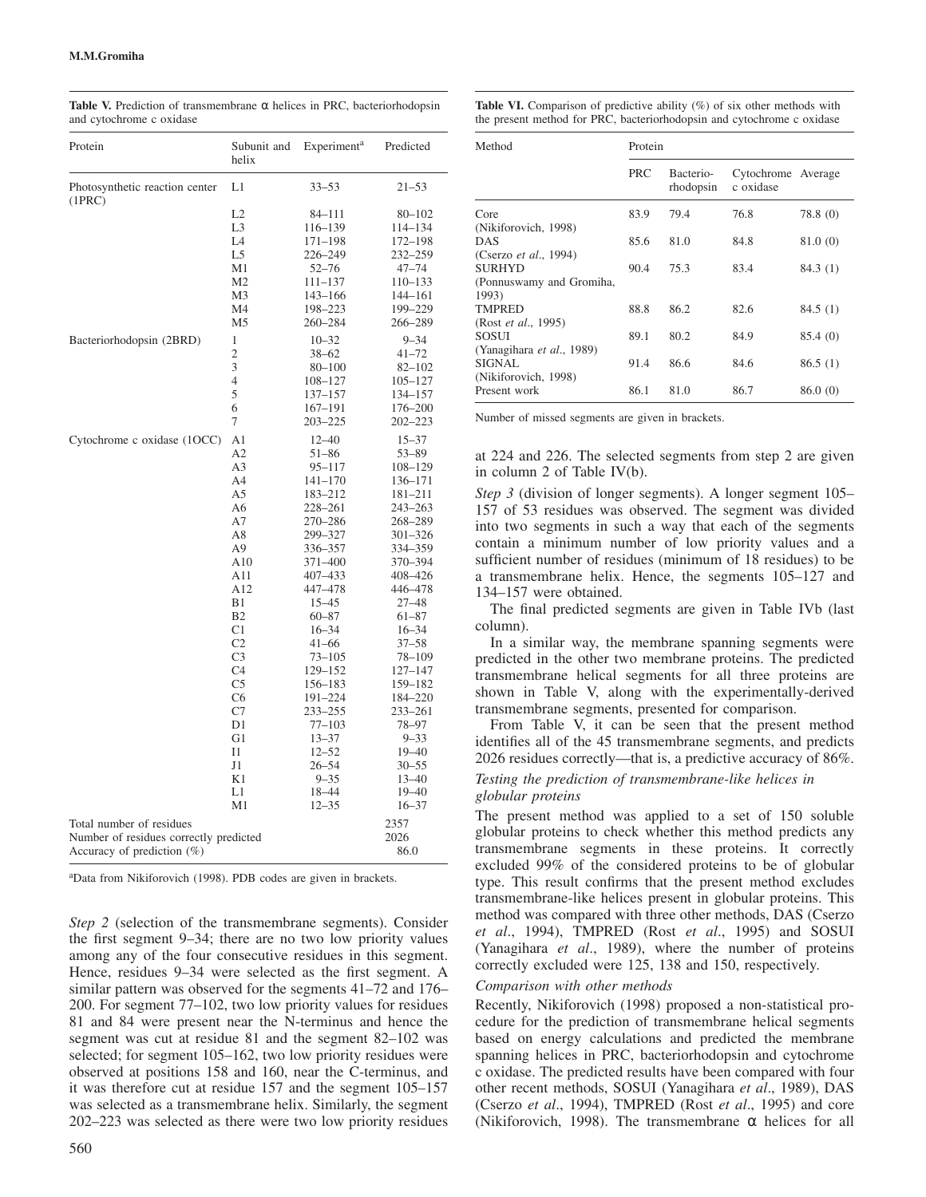**Table V.** Prediction of transmembrane α helices in PRC, bacteriorhodopsin and cytochrome c oxidase

| Protein | Subunit and helix | Experiment[a] | Predicted |
|---|---|---|---|
| Photosynthetic reaction center (1PRC) | L1 | 33–53 | 21–53 |
| | L2 | 84–111 | 80–102 |
| | L3 | 116–139 | 114–134 |
| | L4 | 171–198 | 172–198 |
| | L5 | 226–249 | 232–259 |
| | M1 | 52–76 | 47–74 |
| | M2 | 111–137 | 110–133 |
| | M3 | 143–166 | 144–161 |
| | M4 | 198–223 | 199–229 |
| | M5 | 260–284 | 266–289 |
| Bacteriorhodopsin (2BRD) | 1 | 10–32 | 9–34 |
| | 2 | 38–62 | 41–72 |
| | 3 | 80–100 | 82–102 |
| | 4 | 108–127 | 105–127 |
| | 5 | 137–157 | 134–157 |
| | 6 | 167–191 | 176–200 |
| | 7 | 203–225 | 202–223 |
| Cytochrome c oxidase (1OCC) | A1 | 12–40 | 15–37 |
| | A2 | 51–86 | 53–89 |
| | A3 | 95–117 | 108–129 |
| | A4 | 141–170 | 136–171 |
| | A5 | 183–212 | 181–211 |
| | A6 | 228–261 | 243–263 |
| | A7 | 270–286 | 268–289 |
| | A8 | 299–327 | 301–326 |
| | A9 | 336–357 | 334–359 |
| | A10 | 371–400 | 370–394 |
| | A11 | 407–433 | 408–426 |
| | A12 | 447–478 | 446–478 |
| | B1 | 15–45 | 27–48 |
| | B2 | 60–87 | 61–87 |
| | C1 | 16–34 | 16–34 |
| | C2 | 41–66 | 37–58 |
| | C3 | 73–105 | 78–109 |
| | C4 | 129–152 | 127–147 |
| | C5 | 156–183 | 159–182 |
| | C6 | 191–224 | 184–220 |
| | C7 | 233–255 | 233–261 |
| | D1 | 77–103 | 78–97 |
| | G1 | 13–37 | 9–33 |
| | I1 | 12–52 | 19–40 |
| | J1 | 26–54 | 30–55 |
| | K1 | 9–35 | 13–40 |
| | L1 | 18–44 | 19–40 |
| | M1 | 12–35 | 16–37 |
| Total number of residues | | | 2357 |
| Number of residues correctly predicted | | | 2026 |
| Accuracy of prediction (%) | | | 86.0 |

[a]Data from Nikiforovich (1998). PDB codes are given in brackets.

*Step 2* (selection of the transmembrane segments). Consider the first segment 9–34; there are no two low priority values among any of the four consecutive residues in this segment. Hence, residues 9–34 were selected as the first segment. A similar pattern was observed for the segments 41–72 and 176–200. For segment 77–102, two low priority values for residues 81 and 84 were present near the N-terminus and hence the segment was cut at residue 81 and the segment 82–102 was selected; for segment 105–162, two low priority residues were observed at positions 158 and 160, near the C-terminus, and it was therefore cut at residue 157 and the segment 105–157 was selected as a transmembrane helix. Similarly, the segment 202–223 was selected as there were two low priority residues at 224 and 226. The selected segments from step 2 are given in column 2 of Table IV(b).

*Step 3* (division of longer segments). A longer segment 105–157 of 53 residues was observed. The segment was divided into two segments in such a way that each of the segments contain a minimum number of low priority values and a sufficient number of residues (minimum of 18 residues) to be a transmembrane helix. Hence, the segments 105–127 and 134–157 were obtained.

The final predicted segments are given in Table IVb (last column).

In a similar way, the membrane spanning segments were predicted in the other two membrane proteins. The predicted transmembrane helical segments for all three proteins are shown in Table V, along with the experimentally-derived transmembrane segments, presented for comparison.

From Table V, it can be seen that the present method identifies all of the 45 transmembrane segments, and predicts 2026 residues correctly—that is, a predictive accuracy of 86%.

**Table VI.** Comparison of predictive ability (%) of six other methods with the present method for PRC, bacteriorhodopsin and cytochrome c oxidase

| Method | Protein | | | |
|---|---|---|---|---|
| | PRC | Bacterio-rhodopsin | Cytochrome c oxidase | Average |
| Core (Nikiforovich, 1998) | 83.9 | 79.4 | 76.8 | 78.8 (0) |
| DAS (Cserzo *et al*., 1994) | 85.6 | 81.0 | 84.8 | 81.0 (0) |
| SURHYD (Ponnuswamy and Gromiha, 1993) | 90.4 | 75.3 | 83.4 | 84.3 (1) |
| TMPRED (Rost *et al*., 1995) | 88.8 | 86.2 | 82.6 | 84.5 (1) |
| SOSUI (Yanagihara *et al*., 1989) | 89.1 | 80.2 | 84.9 | 85.4 (0) |
| SIGNAL (Nikiforovich, 1998) | 91.4 | 86.6 | 84.6 | 86.5 (1) |
| Present work | 86.1 | 81.0 | 86.7 | 86.0 (0) |

Number of missed segments are given in brackets.

### *Testing the prediction of transmembrane-like helices in globular proteins*

The present method was applied to a set of 150 soluble globular proteins to check whether this method predicts any transmembrane segments in these proteins. It correctly excluded 99% of the considered proteins to be of globular type. This result confirms that the present method excludes transmembrane-like helices present in globular proteins. This method was compared with three other methods, DAS (Cserzo *et al*., 1994), TMPRED (Rost *et al*., 1995) and SOSUI (Yanagihara *et al*., 1989), where the number of proteins correctly excluded were 125, 138 and 150, respectively.

### *Comparison with other methods*

Recently, Nikiforovich (1998) proposed a non-statistical procedure for the prediction of transmembrane helical segments based on energy calculations and predicted the membrane spanning helices in PRC, bacteriorhodopsin and cytochrome c oxidase. The predicted results have been compared with four other recent methods, SOSUI (Yanagihara *et al*., 1989), DAS (Cserzo *et al*., 1994), TMPRED (Rost *et al*., 1995) and core (Nikiforovich, 1998). The transmembrane α helices for all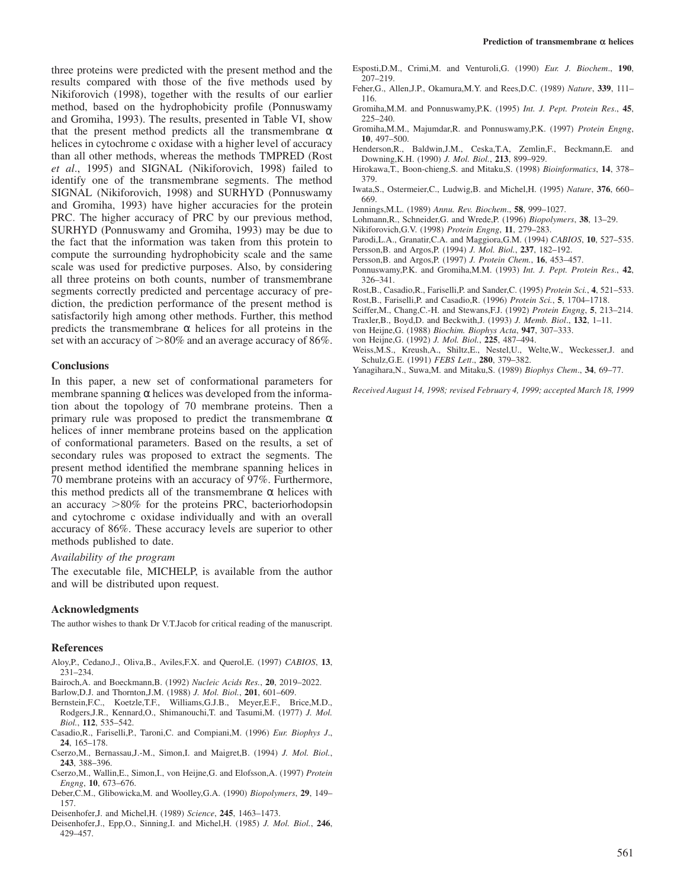three proteins were predicted with the present method and the results compared with those of the five methods used by Nikiforovich (1998), together with the results of our earlier method, based on the hydrophobicity profile (Ponnuswamy and Gromiha, 1993). The results, presented in Table VI, show that the present method predicts all the transmembrane α helices in cytochrome c oxidase with a higher level of accuracy than all other methods, whereas the methods TMPRED (Rost *et al*., 1995) and SIGNAL (Nikiforovich, 1998) failed to identify one of the transmembrane segments. The method SIGNAL (Nikiforovich, 1998) and SURHYD (Ponnuswamy and Gromiha, 1993) have higher accuracies for the protein PRC. The higher accuracy of PRC by our previous method, SURHYD (Ponnuswamy and Gromiha, 1993) may be due to the fact that the information was taken from this protein to compute the surrounding hydrophobicity scale and the same scale was used for predictive purposes. Also, by considering all three proteins on both counts, number of transmembrane segments correctly predicted and percentage accuracy of prediction, the prediction performance of the present method is satisfactorily high among other methods. Further, this method predicts the transmembrane α helices for all proteins in the set with an accuracy of >80% and an average accuracy of 86%.

## Conclusions

In this paper, a new set of conformational parameters for membrane spanning α helices was developed from the information about the topology of 70 membrane proteins. Then a primary rule was proposed to predict the transmembrane α helices of inner membrane proteins based on the application of conformational parameters. Based on the results, a set of secondary rules was proposed to extract the segments. The present method identified the membrane spanning helices in 70 membrane proteins with an accuracy of 97%. Furthermore, this method predicts all of the transmembrane α helices with an accuracy >80% for the proteins PRC, bacteriorhodopsin and cytochrome c oxidase individually and with an overall accuracy of 86%. These accuracy levels are superior to other methods published to date.

*Availability of the program*

The executable file, MICHELP, is available from the author and will be distributed upon request.

## Acknowledgments

The author wishes to thank Dr V.T.Jacob for critical reading of the manuscript.

## References

Aloy,P., Cedano,J., Oliva,B., Aviles,F.X. and Querol,E. (1997) *CABIOS*, **13**, 231–234.

Bairoch,A. and Boeckmann,B. (1992) *Nucleic Acids Res.*, **20**, 2019–2022.

Barlow,D.J. and Thornton,J.M. (1988) *J. Mol. Biol.*, **201**, 601–609.

Bernstein,F.C., Koetzle,T.F., Williams,G.J.B., Meyer,E.F., Brice,M.D., Rodgers,J.R., Kennard,O., Shimanouchi,T. and Tasumi,M. (1977) *J. Mol. Biol.*, **112**, 535–542.

Casadio,R., Fariselli,P., Taroni,C. and Compiani,M. (1996) *Eur. Biophys J.*, **24**, 165–178.

Cserzo,M., Bernassau,J.-M., Simon,I. and Maigret,B. (1994) *J. Mol. Biol.*, **243**, 388–396.

Cserzo,M., Wallin,E., Simon,I., von Heijne,G. and Elofsson,A. (1997) *Protein Engng*, **10**, 673–676.

Deber,C.M., Glibowicka,M. and Woolley,G.A. (1990) *Biopolymers*, **29**, 149–157.

Deisenhofer,J. and Michel,H. (1989) *Science*, **245**, 1463–1473.

Deisenhofer,J., Epp,O., Sinning,I. and Michel,H. (1985) *J. Mol. Biol.*, **246**, 429–457.

Esposti,D.M., Crimi,M. and Venturoli,G. (1990) *Eur. J. Biochem.*, **190**, 207–219.

Feher,G., Allen,J.P., Okamura,M.Y. and Rees,D.C. (1989) *Nature*, **339**, 111–116.

Gromiha,M.M. and Ponnuswamy,P.K. (1995) *Int. J. Pept. Protein Res.*, **45**, 225–240.

Gromiha,M.M., Majumdar,R. and Ponnuswamy,P.K. (1997) *Protein Engng*, **10**, 497–500.

Henderson,R., Baldwin,J.M., Ceska,T.A, Zemlin,F., Beckmann,E. and Downing,K.H. (1990) *J. Mol. Biol.*, **213**, 899–929.

Hirokawa,T., Boon-chieng,S. and Mitaku,S. (1998) *Bioinformatics*, **14**, 378–379.

Iwata,S., Ostermeier,C., Ludwig,B. and Michel,H. (1995) *Nature*, **376**, 660–669.

Jennings,M.L. (1989) *Annu. Rev. Biochem.*, **58**, 999–1027.

Lohmann,R., Schneider,G. and Wrede,P. (1996) *Biopolymers*, **38**, 13–29.

Nikiforovich,G.V. (1998) *Protein Engng*, **11**, 279–283.

Parodi,L.A., Granatir,C.A. and Maggiora,G.M. (1994) *CABIOS*, **10**, 527–535.

Persson,B. and Argos,P. (1994) *J. Mol. Biol.*, **237**, 182–192.

Persson,B. and Argos,P. (1997) *J. Protein Chem.*, **16**, 453–457.

Ponnuswamy,P.K. and Gromiha,M.M. (1993) *Int. J. Pept. Protein Res.*, **42**, 326–341.

Rost,B., Casadio,R., Fariselli,P. and Sander,C. (1995) *Protein Sci.*, **4**, 521–533.

Rost,B., Fariselli,P. and Casadio,R. (1996) *Protein Sci.*, **5**, 1704–1718.

Sciffer,M., Chang,C.-H. and Stewans,F.J. (1992) *Protein Engng*, **5**, 213–214.

Traxler,B., Boyd,D. and Beckwith,J. (1993) *J. Memb. Biol.*, **132**, 1–11.

von Heijne,G. (1988) *Biochim. Biophys Acta*, **947**, 307–333.

von Heijne,G. (1992) *J. Mol. Biol.*, **225**, 487–494.

Weiss,M.S., Kreush,A., Shiltz,E., Nestel,U., Welte,W., Weckesser,J. and Schulz,G.E. (1991) *FEBS Lett.*, **280**, 379–382.

Yanagihara,N., Suwa,M. and Mitaku,S. (1989) *Biophys Chem.*, **34**, 69–77.

*Received August 14, 1998; revised February 4, 1999; accepted March 18, 1999*